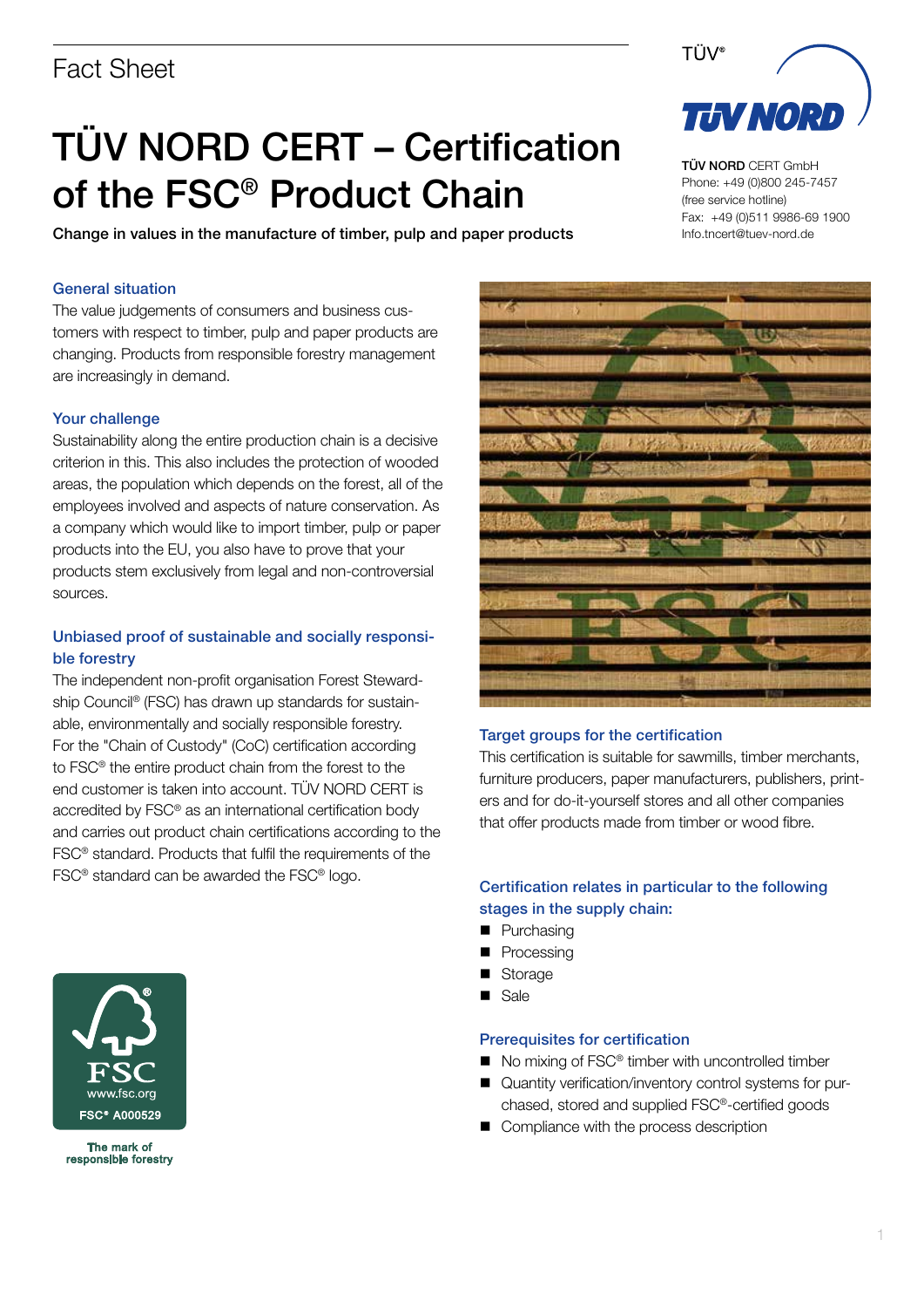Fact Sheet

# TÜV NORD CERT – Certification of the FSC® Product Chain

Change in values in the manufacture of timber, pulp and paper products

**TÜV NORD** CERT GmbH
Phone: +49 (0)800 245-7457
(free service hotline)
Fax: +49 (0)511 9986-69 1900
Info.tncert@tuev-nord.de

## General situation

The value judgements of consumers and business customers with respect to timber, pulp and paper products are changing. Products from responsible forestry management are increasingly in demand.

## Your challenge

Sustainability along the entire production chain is a decisive criterion in this. This also includes the protection of wooded areas, the population which depends on the forest, all of the employees involved and aspects of nature conservation. As a company which would like to import timber, pulp or paper products into the EU, you also have to prove that your products stem exclusively from legal and non-controversial sources.

## Unbiased proof of sustainable and socially responsible forestry

The independent non-profit organisation Forest Stewardship Council® (FSC) has drawn up standards for sustainable, environmentally and socially responsible forestry. For the "Chain of Custody" (CoC) certification according to FSC® the entire product chain from the forest to the end customer is taken into account. TÜV NORD CERT is accredited by FSC® as an international certification body and carries out product chain certifications according to the FSC® standard. Products that fulfil the requirements of the FSC® standard can be awarded the FSC® logo.

FSC
www.fsc.org
FSC® A000529

The mark of responsible forestry

## Target groups for the certification

This certification is suitable for sawmills, timber merchants, furniture producers, paper manufacturers, publishers, printers and for do-it-yourself stores and all other companies that offer products made from timber or wood fibre.

## Certification relates in particular to the following stages in the supply chain:

- Purchasing
- Processing
- Storage
- Sale

## Prerequisites for certification

- No mixing of FSC® timber with uncontrolled timber
- Quantity verification/inventory control systems for purchased, stored and supplied FSC®-certified goods
- Compliance with the process description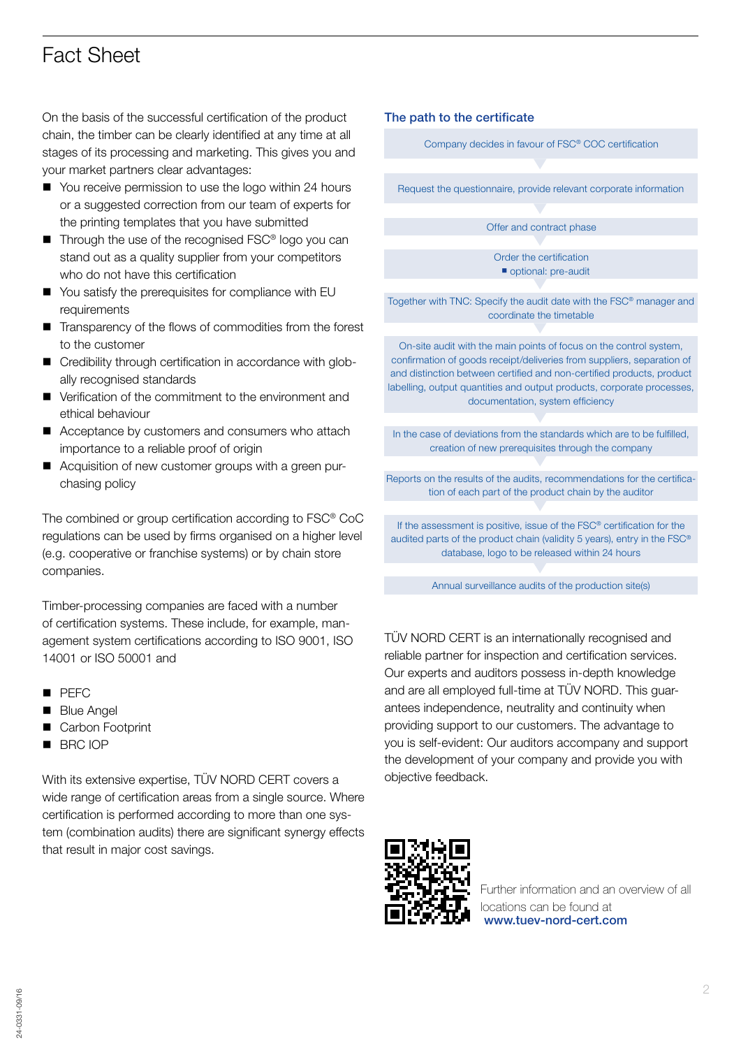# Fact Sheet

On the basis of the successful certification of the product chain, the timber can be clearly identified at any time at all stages of its processing and marketing. This gives you and your market partners clear advantages:

- You receive permission to use the logo within 24 hours or a suggested correction from our team of experts for the printing templates that you have submitted
- Through the use of the recognised FSC® logo you can stand out as a quality supplier from your competitors who do not have this certification
- You satisfy the prerequisites for compliance with EU requirements
- Transparency of the flows of commodities from the forest to the customer
- Credibility through certification in accordance with globally recognised standards
- Verification of the commitment to the environment and ethical behaviour
- Acceptance by customers and consumers who attach importance to a reliable proof of origin
- Acquisition of new customer groups with a green purchasing policy

The combined or group certification according to FSC® CoC regulations can be used by firms organised on a higher level (e.g. cooperative or franchise systems) or by chain store companies.

Timber-processing companies are faced with a number of certification systems. These include, for example, management system certifications according to ISO 9001, ISO 14001 or ISO 50001 and

- PEFC
- Blue Angel
- Carbon Footprint
- BRC IOP

With its extensive expertise, TÜV NORD CERT covers a wide range of certification areas from a single source. Where certification is performed according to more than one system (combination audits) there are significant synergy effects that result in major cost savings.

## The path to the certificate

Company decides in favour of FSC® COC certification

Request the questionnaire, provide relevant corporate information

Offer and contract phase

Order the certification
- optional: pre-audit

Together with TNC: Specify the audit date with the FSC® manager and coordinate the timetable

On-site audit with the main points of focus on the control system, confirmation of goods receipt/deliveries from suppliers, separation of and distinction between certified and non-certified products, product labelling, output quantities and output products, corporate processes, documentation, system efficiency

In the case of deviations from the standards which are to be fulfilled, creation of new prerequisites through the company

Reports on the results of the audits, recommendations for the certification of each part of the product chain by the auditor

If the assessment is positive, issue of the FSC® certification for the audited parts of the product chain (validity 5 years), entry in the FSC® database, logo to be released within 24 hours

Annual surveillance audits of the production site(s)

TÜV NORD CERT is an internationally recognised and reliable partner for inspection and certification services. Our experts and auditors possess in-depth knowledge and are all employed full-time at TÜV NORD. This guarantees independence, neutrality and continuity when providing support to our customers. The advantage to you is self-evident: Our auditors accompany and support the development of your company and provide you with objective feedback.

Further information and an overview of all locations can be found at **www.tuev-nord-cert.com**

24-0331-09/16